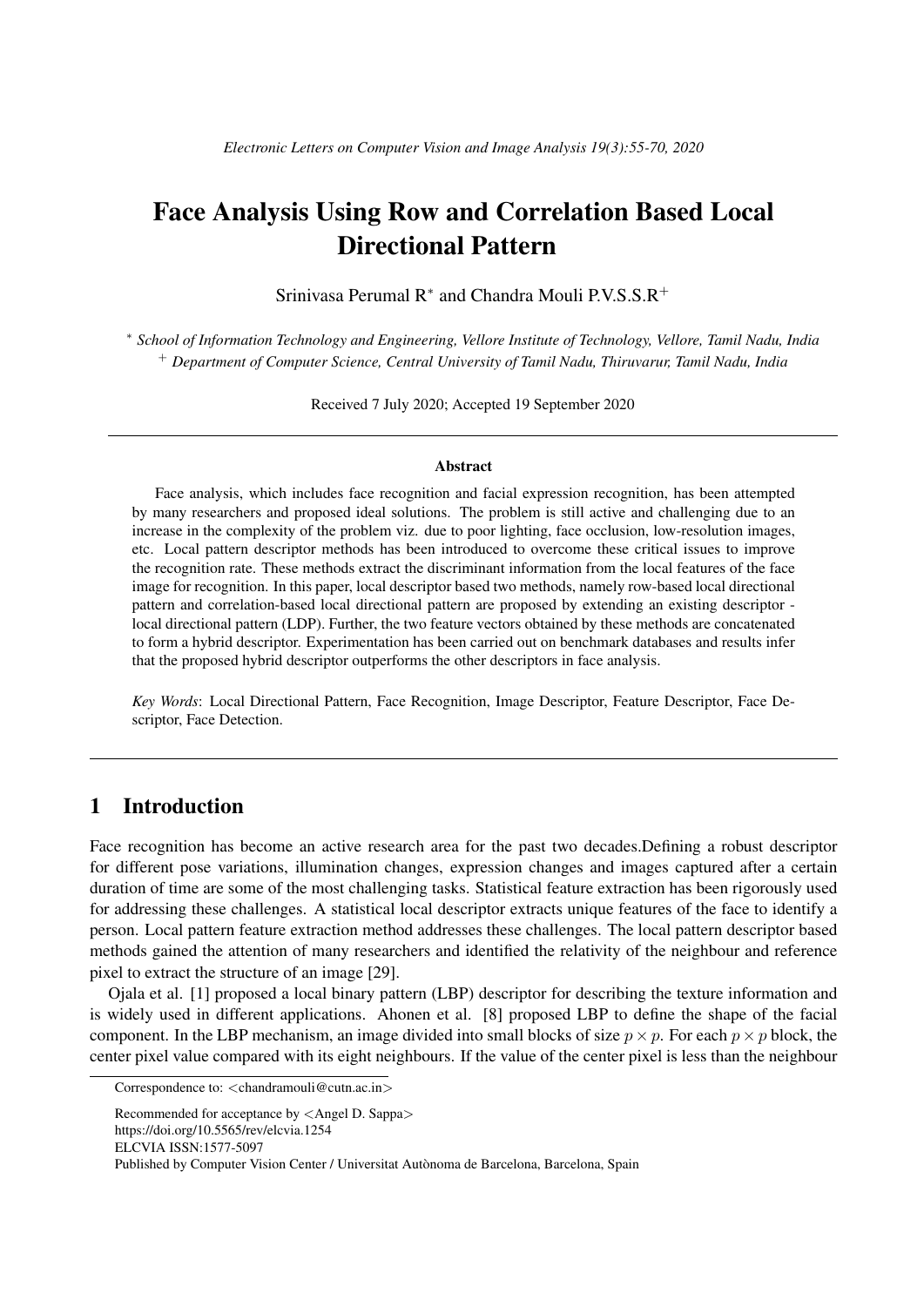# Face Analysis Using Row and Correlation Based Local Directional Pattern

Srinivasa Perumal R* and Chandra Mouli P.V.S.S.R+

* *School of Information Technology and Engineering, Vellore Institute of Technology, Vellore, Tamil Nadu, India*
+ *Department of Computer Science, Central University of Tamil Nadu, Thiruvarur, Tamil Nadu, India*

Received 7 July 2020; Accepted 19 September 2020

### Abstract

Face analysis, which includes face recognition and facial expression recognition, has been attempted by many researchers and proposed ideal solutions. The problem is still active and challenging due to an increase in the complexity of the problem viz. due to poor lighting, face occlusion, low-resolution images, etc. Local pattern descriptor methods has been introduced to overcome these critical issues to improve the recognition rate. These methods extract the discriminant information from the local features of the face image for recognition. In this paper, local descriptor based two methods, namely row-based local directional pattern and correlation-based local directional pattern are proposed by extending an existing descriptor - local directional pattern (LDP). Further, the two feature vectors obtained by these methods are concatenated to form a hybrid descriptor. Experimentation has been carried out on benchmark databases and results infer that the proposed hybrid descriptor outperforms the other descriptors in face analysis.

*Key Words*: Local Directional Pattern, Face Recognition, Image Descriptor, Feature Descriptor, Face Descriptor, Face Detection.

## 1 Introduction

Face recognition has become an active research area for the past two decades.Defining a robust descriptor for different pose variations, illumination changes, expression changes and images captured after a certain duration of time are some of the most challenging tasks. Statistical feature extraction has been rigorously used for addressing these challenges. A statistical local descriptor extracts unique features of the face to identify a person. Local pattern feature extraction method addresses these challenges. The local pattern descriptor based methods gained the attention of many researchers and identified the relativity of the neighbour and reference pixel to extract the structure of an image [29].

Ojala et al. [1] proposed a local binary pattern (LBP) descriptor for describing the texture information and is widely used in different applications. Ahonen et al. [8] proposed LBP to define the shape of the facial component. In the LBP mechanism, an image divided into small blocks of size $p \times p$. For each $p \times p$ block, the center pixel value compared with its eight neighbours. If the value of the center pixel is less than the neighbour

Correspondence to: <chandramouli@cutn.ac.in>

Recommended for acceptance by <Angel D. Sappa>
https://doi.org/10.5565/rev/elcvia.1254
ELCVIA ISSN:1577-5097
Published by Computer Vision Center / Universitat Autònoma de Barcelona, Barcelona, Spain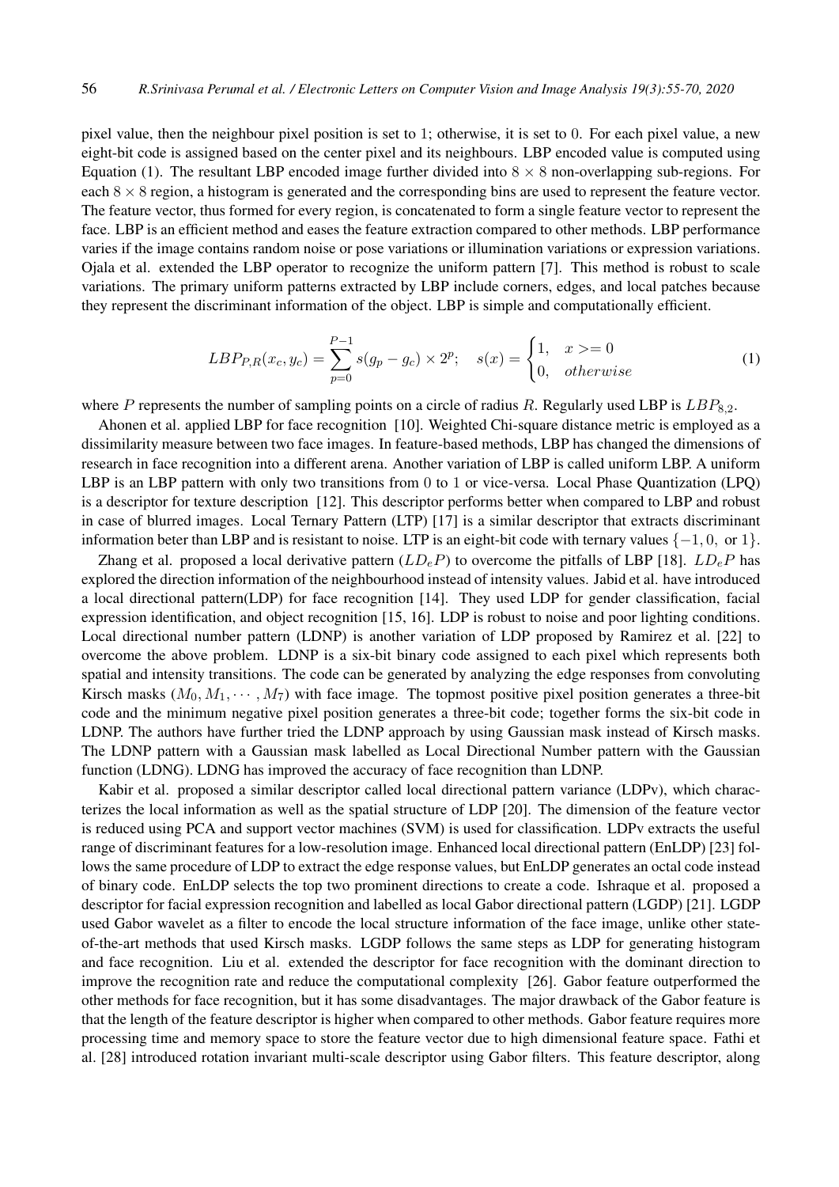pixel value, then the neighbour pixel position is set to 1; otherwise, it is set to 0. For each pixel value, a new eight-bit code is assigned based on the center pixel and its neighbours. LBP encoded value is computed using Equation (1). The resultant LBP encoded image further divided into $8 \times 8$ non-overlapping sub-regions. For each $8 \times 8$ region, a histogram is generated and the corresponding bins are used to represent the feature vector. The feature vector, thus formed for every region, is concatenated to form a single feature vector to represent the face. LBP is an efficient method and eases the feature extraction compared to other methods. LBP performance varies if the image contains random noise or pose variations or illumination variations or expression variations. Ojala et al. extended the LBP operator to recognize the uniform pattern [7]. This method is robust to scale variations. The primary uniform patterns extracted by LBP include corners, edges, and local patches because they represent the discriminant information of the object. LBP is simple and computationally efficient.

$$LBP_{P,R}(x_c, y_c) = \sum_{p=0}^{P-1} s(g_p - g_c) \times 2^p; \quad s(x) = \begin{cases} 1, & x >= 0 \\ 0, & otherwise \end{cases} \tag{1}$$

where $P$ represents the number of sampling points on a circle of radius $R$. Regularly used LBP is $LBP_{8,2}$.

Ahonen et al. applied LBP for face recognition [10]. Weighted Chi-square distance metric is employed as a dissimilarity measure between two face images. In feature-based methods, LBP has changed the dimensions of research in face recognition into a different arena. Another variation of LBP is called uniform LBP. A uniform LBP is an LBP pattern with only two transitions from 0 to 1 or vice-versa. Local Phase Quantization (LPQ) is a descriptor for texture description [12]. This descriptor performs better when compared to LBP and robust in case of blurred images. Local Ternary Pattern (LTP) [17] is a similar descriptor that extracts discriminant information beter than LBP and is resistant to noise. LTP is an eight-bit code with ternary values $\{-1, 0, \text{ or } 1\}$.

Zhang et al. proposed a local derivative pattern ($LD_eP$) to overcome the pitfalls of LBP [18]. $LD_eP$ has explored the direction information of the neighbourhood instead of intensity values. Jabid et al. have introduced a local directional pattern(LDP) for face recognition [14]. They used LDP for gender classification, facial expression identification, and object recognition [15, 16]. LDP is robust to noise and poor lighting conditions. Local directional number pattern (LDNP) is another variation of LDP proposed by Ramirez et al. [22] to overcome the above problem. LDNP is a six-bit binary code assigned to each pixel which represents both spatial and intensity transitions. The code can be generated by analyzing the edge responses from convoluting Kirsch masks ($M_0, M_1, \cdots, M_7$) with face image. The topmost positive pixel position generates a three-bit code and the minimum negative pixel position generates a three-bit code; together forms the six-bit code in LDNP. The authors have further tried the LDNP approach by using Gaussian mask instead of Kirsch masks. The LDNP pattern with a Gaussian mask labelled as Local Directional Number pattern with the Gaussian function (LDNG). LDNG has improved the accuracy of face recognition than LDNP.

Kabir et al. proposed a similar descriptor called local directional pattern variance (LDPv), which characterizes the local information as well as the spatial structure of LDP [20]. The dimension of the feature vector is reduced using PCA and support vector machines (SVM) is used for classification. LDPv extracts the useful range of discriminant features for a low-resolution image. Enhanced local directional pattern (EnLDP) [23] follows the same procedure of LDP to extract the edge response values, but EnLDP generates an octal code instead of binary code. EnLDP selects the top two prominent directions to create a code. Ishraque et al. proposed a descriptor for facial expression recognition and labelled as local Gabor directional pattern (LGDP) [21]. LGDP used Gabor wavelet as a filter to encode the local structure information of the face image, unlike other state-of-the-art methods that used Kirsch masks. LGDP follows the same steps as LDP for generating histogram and face recognition. Liu et al. extended the descriptor for face recognition with the dominant direction to improve the recognition rate and reduce the computational complexity [26]. Gabor feature outperformed the other methods for face recognition, but it has some disadvantages. The major drawback of the Gabor feature is that the length of the feature descriptor is higher when compared to other methods. Gabor feature requires more processing time and memory space to store the feature vector due to high dimensional feature space. Fathi et al. [28] introduced rotation invariant multi-scale descriptor using Gabor filters. This feature descriptor, along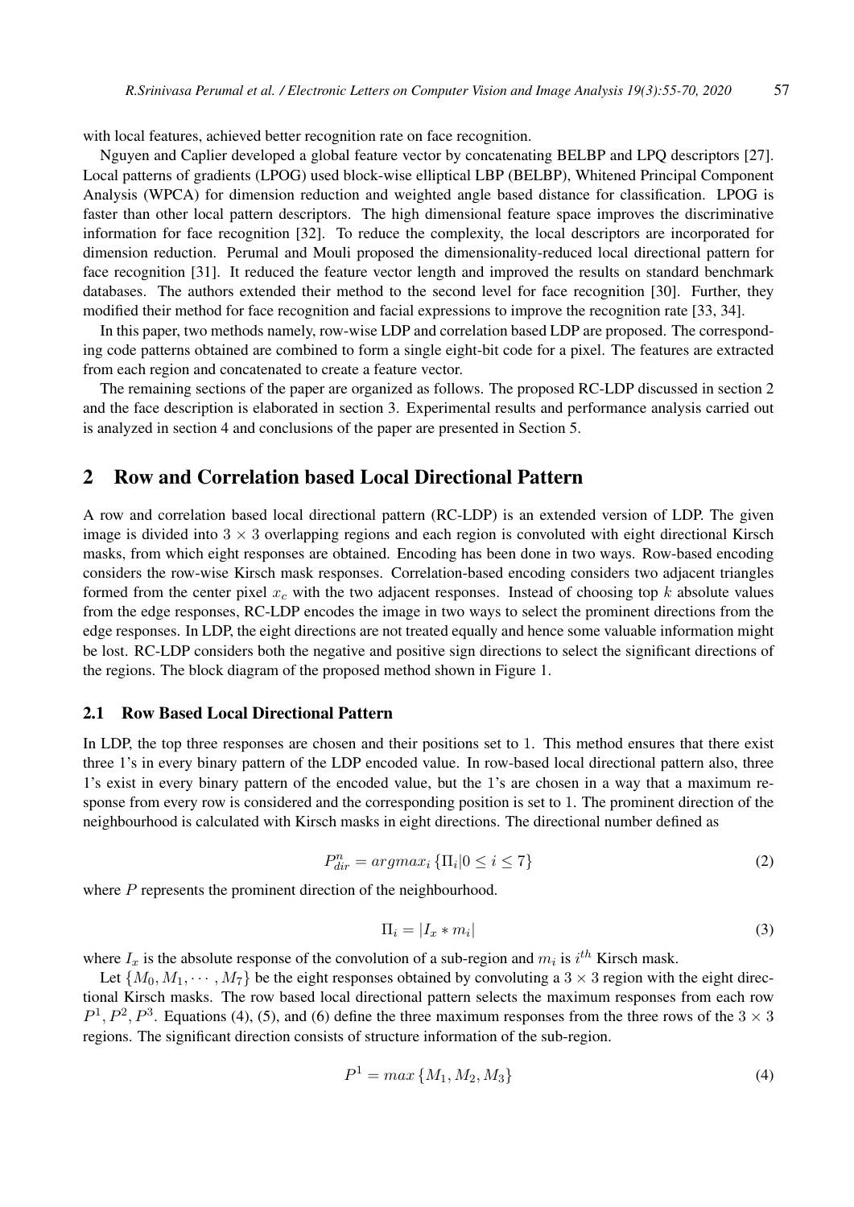with local features, achieved better recognition rate on face recognition.

Nguyen and Caplier developed a global feature vector by concatenating BELBP and LPQ descriptors [27]. Local patterns of gradients (LPOG) used block-wise elliptical LBP (BELBP), Whitened Principal Component Analysis (WPCA) for dimension reduction and weighted angle based distance for classification. LPOG is faster than other local pattern descriptors. The high dimensional feature space improves the discriminative information for face recognition [32]. To reduce the complexity, the local descriptors are incorporated for dimension reduction. Perumal and Mouli proposed the dimensionality-reduced local directional pattern for face recognition [31]. It reduced the feature vector length and improved the results on standard benchmark databases. The authors extended their method to the second level for face recognition [30]. Further, they modified their method for face recognition and facial expressions to improve the recognition rate [33, 34].

In this paper, two methods namely, row-wise LDP and correlation based LDP are proposed. The corresponding code patterns obtained are combined to form a single eight-bit code for a pixel. The features are extracted from each region and concatenated to create a feature vector.

The remaining sections of the paper are organized as follows. The proposed RC-LDP discussed in section 2 and the face description is elaborated in section 3. Experimental results and performance analysis carried out is analyzed in section 4 and conclusions of the paper are presented in Section 5.

## 2 Row and Correlation based Local Directional Pattern

A row and correlation based local directional pattern (RC-LDP) is an extended version of LDP. The given image is divided into $3 \times 3$ overlapping regions and each region is convoluted with eight directional Kirsch masks, from which eight responses are obtained. Encoding has been done in two ways. Row-based encoding considers the row-wise Kirsch mask responses. Correlation-based encoding considers two adjacent triangles formed from the center pixel $x_c$ with the two adjacent responses. Instead of choosing top $k$ absolute values from the edge responses, RC-LDP encodes the image in two ways to select the prominent directions from the edge responses. In LDP, the eight directions are not treated equally and hence some valuable information might be lost. RC-LDP considers both the negative and positive sign directions to select the significant directions of the regions. The block diagram of the proposed method shown in Figure 1.

### 2.1 Row Based Local Directional Pattern

In LDP, the top three responses are chosen and their positions set to 1. This method ensures that there exist three 1's in every binary pattern of the LDP encoded value. In row-based local directional pattern also, three 1's exist in every binary pattern of the encoded value, but the 1's are chosen in a way that a maximum response from every row is considered and the corresponding position is set to 1. The prominent direction of the neighbourhood is calculated with Kirsch masks in eight directions. The directional number defined as

$$P_{dir}^{n} = argmax_i \{\Pi_i | 0 \leq i \leq 7\} \tag{2}$$

where $P$ represents the prominent direction of the neighbourhood.

$$\Pi_i = |I_x * m_i| \tag{3}$$

where $I_x$ is the absolute response of the convolution of a sub-region and $m_i$ is $i^{th}$ Kirsch mask.

Let $\{M_0, M_1, \cdots, M_7\}$ be the eight responses obtained by convoluting a $3 \times 3$ region with the eight directional Kirsch masks. The row based local directional pattern selects the maximum responses from each row $P^1, P^2, P^3$. Equations (4), (5), and (6) define the three maximum responses from the three rows of the $3 \times 3$ regions. The significant direction consists of structure information of the sub-region.

$$P^1 = max\{M_1, M_2, M_3\} \tag{4}$$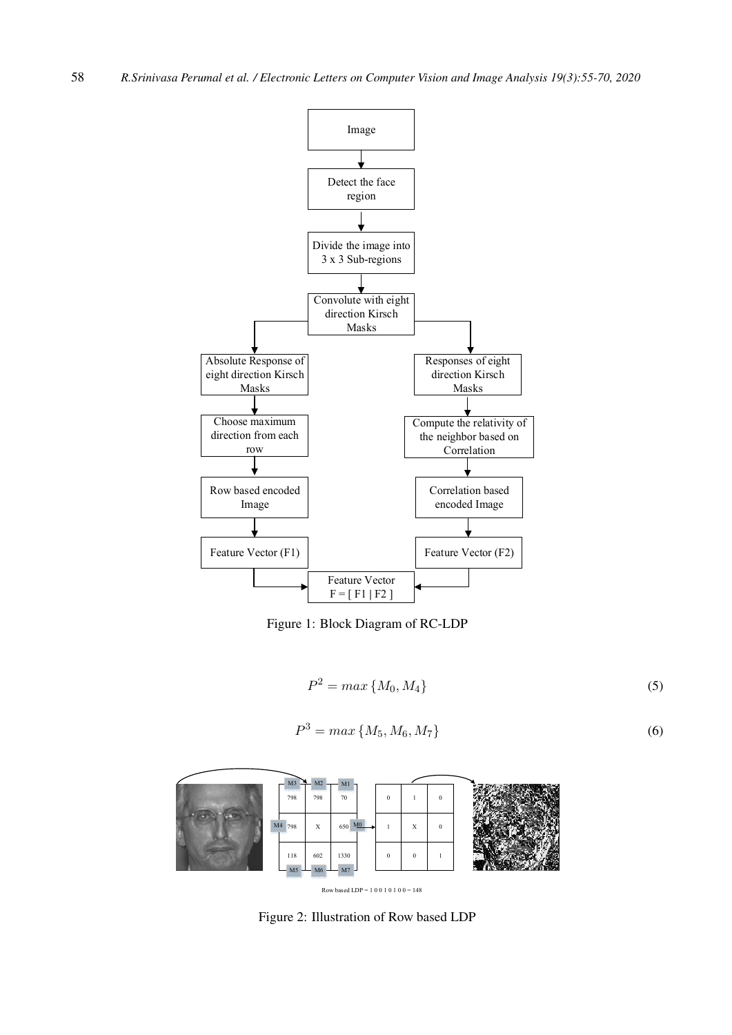Figure 1: Block Diagram of RC-LDP

$$P^2 = max\{M_0, M_4\} \tag{5}$$

$$P^3 = max\{M_5, M_6, M_7\} \tag{6}$$

Figure 2: Illustration of Row based LDP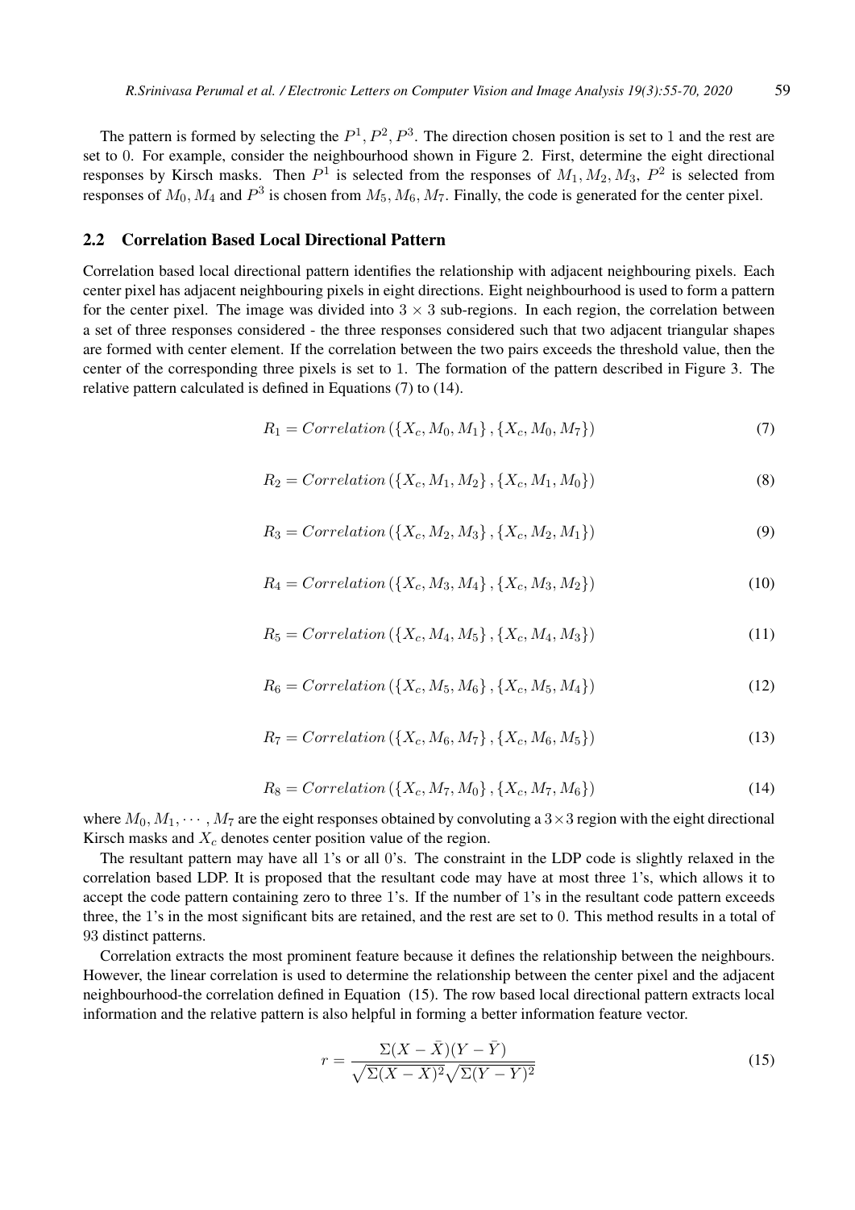The pattern is formed by selecting the $P^1, P^2, P^3$. The direction chosen position is set to 1 and the rest are set to 0. For example, consider the neighbourhood shown in Figure 2. First, determine the eight directional responses by Kirsch masks. Then $P^1$ is selected from the responses of $M_1, M_2, M_3$, $P^2$ is selected from responses of $M_0, M_4$ and $P^3$ is chosen from $M_5, M_6, M_7$. Finally, the code is generated for the center pixel.

## 2.2 Correlation Based Local Directional Pattern

Correlation based local directional pattern identifies the relationship with adjacent neighbouring pixels. Each center pixel has adjacent neighbouring pixels in eight directions. Eight neighbourhood is used to form a pattern for the center pixel. The image was divided into $3 \times 3$ sub-regions. In each region, the correlation between a set of three responses considered - the three responses considered such that two adjacent triangular shapes are formed with center element. If the correlation between the two pairs exceeds the threshold value, then the center of the corresponding three pixels is set to 1. The formation of the pattern described in Figure 3. The relative pattern calculated is defined in Equations (7) to (14).

$$R_1 = Correlation\left(\{X_c, M_0, M_1\}, \{X_c, M_0, M_7\}\right) \tag{7}$$

$$R_2 = Correlation\left(\{X_c, M_1, M_2\}, \{X_c, M_1, M_0\}\right) \tag{8}$$

$$R_3 = Correlation\left(\{X_c, M_2, M_3\}, \{X_c, M_2, M_1\}\right) \tag{9}$$

$$R_4 = Correlation\left(\{X_c, M_3, M_4\}, \{X_c, M_3, M_2\}\right) \tag{10}$$

$$R_5 = Correlation\left(\{X_c, M_4, M_5\}, \{X_c, M_4, M_3\}\right) \tag{11}$$

$$R_6 = Correlation\left(\{X_c, M_5, M_6\}, \{X_c, M_5, M_4\}\right) \tag{12}$$

$$R_7 = Correlation\left(\{X_c, M_6, M_7\}, \{X_c, M_6, M_5\}\right) \tag{13}$$

$$R_8 = Correlation\left(\{X_c, M_7, M_0\}, \{X_c, M_7, M_6\}\right) \tag{14}$$

where $M_0, M_1, \cdots, M_7$ are the eight responses obtained by convoluting a $3 \times 3$ region with the eight directional Kirsch masks and $X_c$ denotes center position value of the region.

The resultant pattern may have all 1's or all 0's. The constraint in the LDP code is slightly relaxed in the correlation based LDP. It is proposed that the resultant code may have at most three 1's, which allows it to accept the code pattern containing zero to three 1's. If the number of 1's in the resultant code pattern exceeds three, the 1's in the most significant bits are retained, and the rest are set to 0. This method results in a total of 93 distinct patterns.

Correlation extracts the most prominent feature because it defines the relationship between the neighbours. However, the linear correlation is used to determine the relationship between the center pixel and the adjacent neighbourhood-the correlation defined in Equation (15). The row based local directional pattern extracts local information and the relative pattern is also helpful in forming a better information feature vector.

$$r = \frac{\Sigma(X - \bar{X})(Y - \bar{Y})}{\sqrt{\Sigma(X - \bar{X})^2}\sqrt{\Sigma(Y - \bar{Y})^2}} \tag{15}$$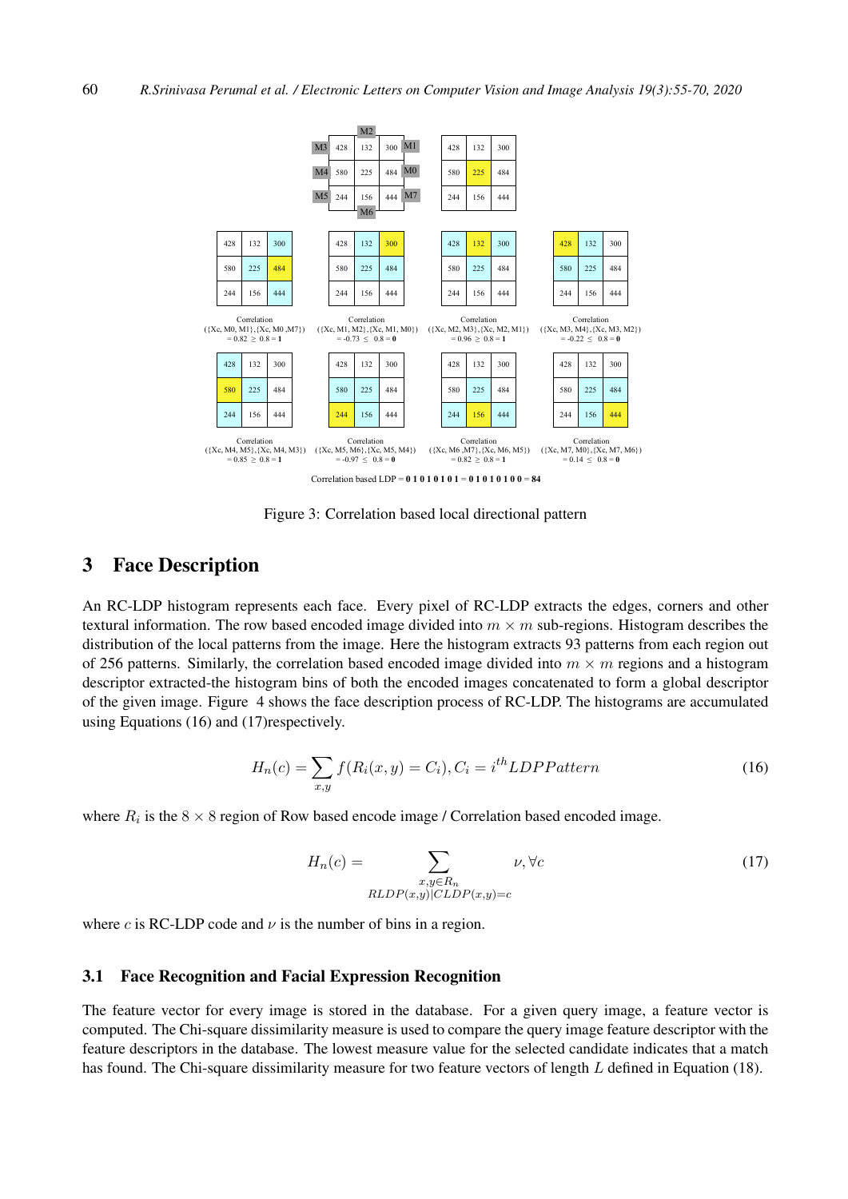Correlation
({Xc, M0, M1},{Xc, M0 ,M7})
= 0.82 ≥ 0.8 = **1**

Correlation
({Xc, M1, M2},{Xc, M1, M0})
= -0.73 ≤ 0.8 = **0**

Correlation
({Xc, M2, M3},{Xc, M2, M1})
= 0.96 ≥ 0.8 = **1**

Correlation
({Xc, M3, M4},{Xc, M3, M2})
= -0.22 ≤ 0.8 = **0**

Correlation
({Xc, M4, M5},{Xc, M4, M3})
= 0.85 ≥ 0.8 = **1**

Correlation
({Xc, M5, M6},{Xc, M5, M4})
= -0.97 ≤ 0.8 = **0**

Correlation
({Xc, M6 ,M7},{Xc, M6, M5})
= 0.82 ≥ 0.8 = **1**

Correlation
({Xc, M7, M0},{Xc, M7, M6})
= 0.14 ≤ 0.8 = **0**

Correlation based LDP = **0 1 0 1 0 1 0 1** = **0 1 0 1 0 1 0 0** = **84**

Figure 3: Correlation based local directional pattern

## 3 Face Description

An RC-LDP histogram represents each face. Every pixel of RC-LDP extracts the edges, corners and other textural information. The row based encoded image divided into $m \times m$ sub-regions. Histogram describes the distribution of the local patterns from the image. Here the histogram extracts 93 patterns from each region out of 256 patterns. Similarly, the correlation based encoded image divided into $m \times m$ regions and a histogram descriptor extracted-the histogram bins of both the encoded images concatenated to form a global descriptor of the given image. Figure 4 shows the face description process of RC-LDP. The histograms are accumulated using Equations (16) and (17)respectively.

$$H_n(c) = \sum_{x,y} f(R_i(x, y) = C_i), C_i = i^{th} LDPPattern \tag{16}$$

where $R_i$ is the $8 \times 8$ region of Row based encode image / Correlation based encoded image.

$$H_n(c) = \sum_{\substack{x,y \in R_n \\ RLDP(x,y)|CLDP(x,y)=c}} \nu, \forall c \tag{17}$$

where $c$ is RC-LDP code and $\nu$ is the number of bins in a region.

### 3.1 Face Recognition and Facial Expression Recognition

The feature vector for every image is stored in the database. For a given query image, a feature vector is computed. The Chi-square dissimilarity measure is used to compare the query image feature descriptor with the feature descriptors in the database. The lowest measure value for the selected candidate indicates that a match has found. The Chi-square dissimilarity measure for two feature vectors of length $L$ defined in Equation (18).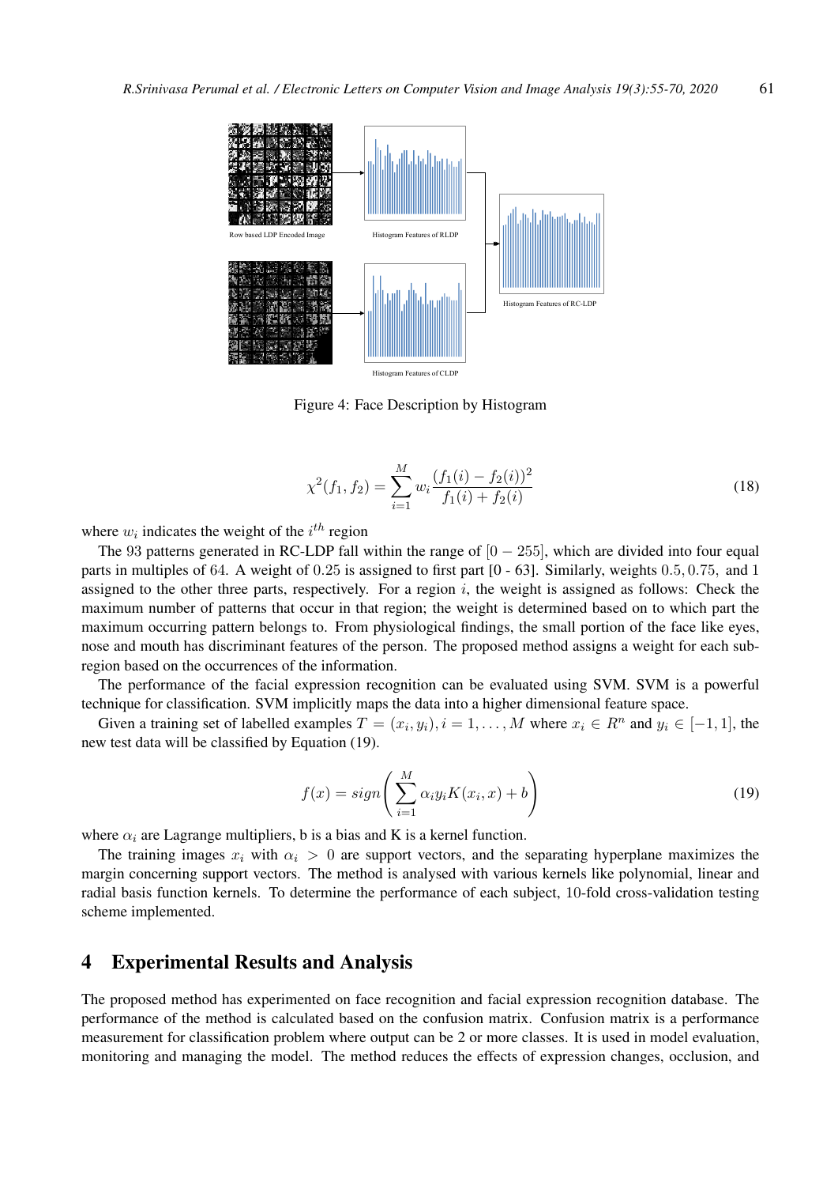Row based LDP Encoded Image

Histogram Features of RLDP

Histogram Features of RC-LDP

Histogram Features of CLDP

Figure 4: Face Description by Histogram

$$\chi^2(f_1, f_2) = \sum_{i=1}^{M} w_i \frac{(f_1(i) - f_2(i))^2}{f_1(i) + f_2(i)} \tag{18}$$

where $w_i$ indicates the weight of the $i^{th}$ region

The 93 patterns generated in RC-LDP fall within the range of $[0 - 255]$, which are divided into four equal parts in multiples of 64. A weight of 0.25 is assigned to first part [0 - 63]. Similarly, weights $0.5, 0.75,$ and 1 assigned to the other three parts, respectively. For a region $i$, the weight is assigned as follows: Check the maximum number of patterns that occur in that region; the weight is determined based on to which part the maximum occurring pattern belongs to. From physiological findings, the small portion of the face like eyes, nose and mouth has discriminant features of the person. The proposed method assigns a weight for each sub-region based on the occurrences of the information.

The performance of the facial expression recognition can be evaluated using SVM. SVM is a powerful technique for classification. SVM implicitly maps the data into a higher dimensional feature space.

Given a training set of labelled examples $T = (x_i, y_i), i = 1, \ldots, M$ where $x_i \in R^n$ and $y_i \in [-1, 1]$, the new test data will be classified by Equation (19).

$$f(x) = sign\left(\sum_{i=1}^{M} \alpha_i y_i K(x_i, x) + b\right) \tag{19}$$

where $\alpha_i$ are Lagrange multipliers, b is a bias and K is a kernel function.

The training images $x_i$ with $\alpha_i > 0$ are support vectors, and the separating hyperplane maximizes the margin concerning support vectors. The method is analysed with various kernels like polynomial, linear and radial basis function kernels. To determine the performance of each subject, 10-fold cross-validation testing scheme implemented.

# 4 Experimental Results and Analysis

The proposed method has experimented on face recognition and facial expression recognition database. The performance of the method is calculated based on the confusion matrix. Confusion matrix is a performance measurement for classification problem where output can be 2 or more classes. It is used in model evaluation, monitoring and managing the model. The method reduces the effects of expression changes, occlusion, and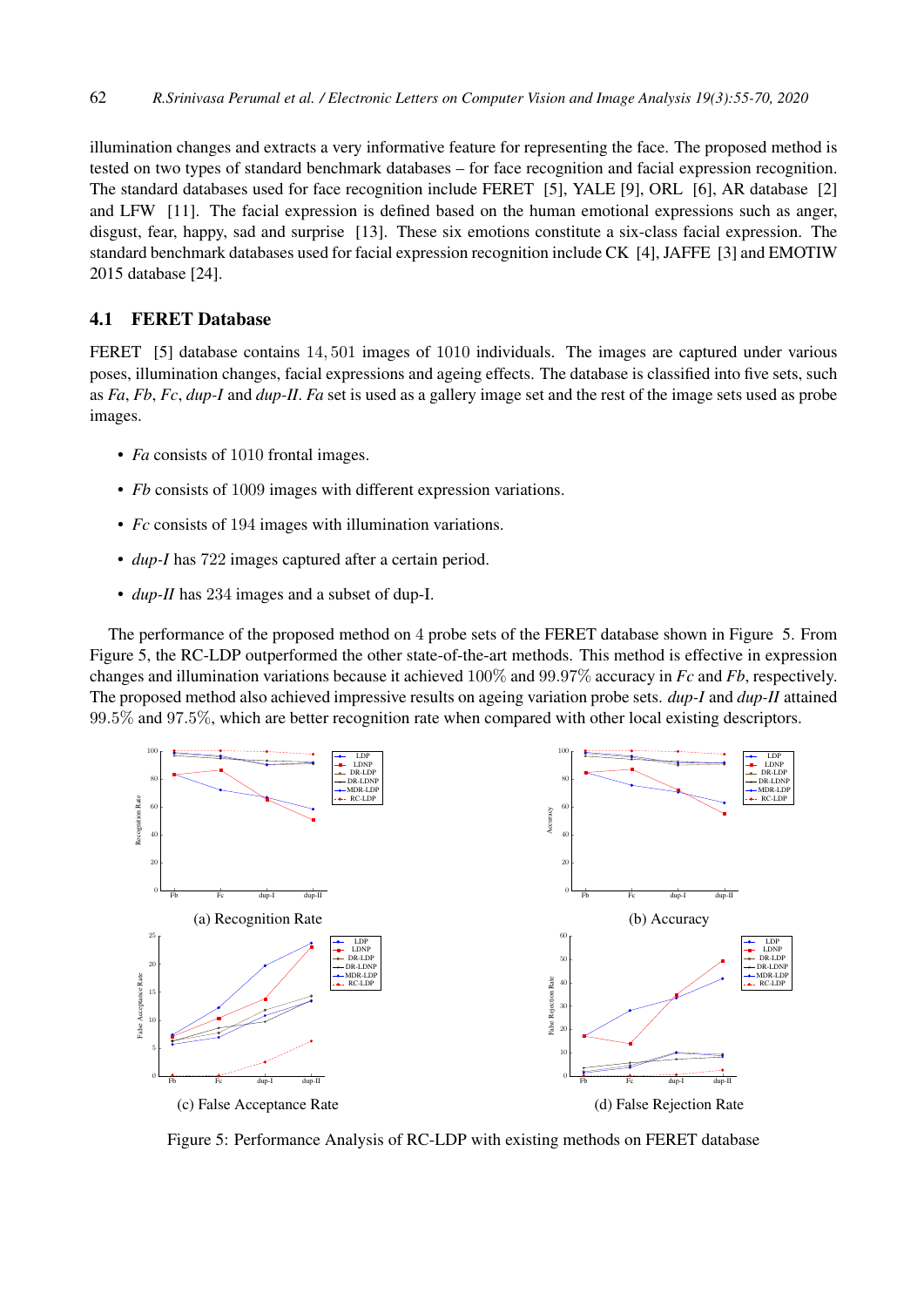illumination changes and extracts a very informative feature for representing the face. The proposed method is tested on two types of standard benchmark databases – for face recognition and facial expression recognition. The standard databases used for face recognition include FERET [5], YALE [9], ORL [6], AR database [2] and LFW [11]. The facial expression is defined based on the human emotional expressions such as anger, disgust, fear, happy, sad and surprise [13]. These six emotions constitute a six-class facial expression. The standard benchmark databases used for facial expression recognition include CK [4], JAFFE [3] and EMOTIW 2015 database [24].

### 4.1 FERET Database

FERET [5] database contains $14,501$ images of $1010$ individuals. The images are captured under various poses, illumination changes, facial expressions and ageing effects. The database is classified into five sets, such as *Fa*, *Fb*, *Fc*, *dup-I* and *dup-II*. *Fa* set is used as a gallery image set and the rest of the image sets used as probe images.

- *Fa* consists of $1010$ frontal images.
- *Fb* consists of $1009$ images with different expression variations.
- *Fc* consists of $194$ images with illumination variations.
- *dup-I* has $722$ images captured after a certain period.
- *dup-II* has $234$ images and a subset of dup-I.

The performance of the proposed method on $4$ probe sets of the FERET database shown in Figure 5. From Figure 5, the RC-LDP outperformed the other state-of-the-art methods. This method is effective in expression changes and illumination variations because it achieved $100\%$ and $99.97\%$ accuracy in *Fc* and *Fb*, respectively. The proposed method also achieved impressive results on ageing variation probe sets. *dup-I* and *dup-II* attained $99.5\%$ and $97.5\%$, which are better recognition rate when compared with other local existing descriptors.

(a) Recognition Rate

(b) Accuracy

(c) False Acceptance Rate

(d) False Rejection Rate

Figure 5: Performance Analysis of RC-LDP with existing methods on FERET database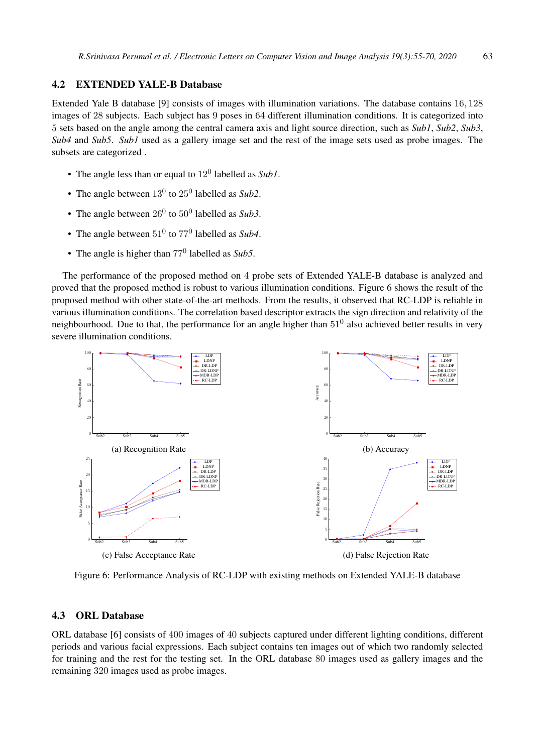## 4.2 EXTENDED YALE-B Database

Extended Yale B database [9] consists of images with illumination variations. The database contains $16,128$ images of $28$ subjects. Each subject has $9$ poses in $64$ different illumination conditions. It is categorized into $5$ sets based on the angle among the central camera axis and light source direction, such as *Sub1*, *Sub2*, *Sub3*, *Sub4* and *Sub5*. *Sub1* used as a gallery image set and the rest of the image sets used as probe images. The subsets are categorized .

- The angle less than or equal to $12^0$ labelled as *Sub1*.
- The angle between $13^0$ to $25^0$ labelled as *Sub2*.
- The angle between $26^0$ to $50^0$ labelled as *Sub3*.
- The angle between $51^0$ to $77^0$ labelled as *Sub4*.
- The angle is higher than $77^0$ labelled as *Sub5*.

The performance of the proposed method on $4$ probe sets of Extended YALE-B database is analyzed and proved that the proposed method is robust to various illumination conditions. Figure 6 shows the result of the proposed method with other state-of-the-art methods. From the results, it observed that RC-LDP is reliable in various illumination conditions. The correlation based descriptor extracts the sign direction and relativity of the neighbourhood. Due to that, the performance for an angle higher than $51^0$ also achieved better results in very severe illumination conditions.

(a) Recognition Rate

(b) Accuracy

(c) False Acceptance Rate

(d) False Rejection Rate

Figure 6: Performance Analysis of RC-LDP with existing methods on Extended YALE-B database

## 4.3 ORL Database

ORL database [6] consists of $400$ images of $40$ subjects captured under different lighting conditions, different periods and various facial expressions. Each subject contains ten images out of which two randomly selected for training and the rest for the testing set. In the ORL database $80$ images used as gallery images and the remaining $320$ images used as probe images.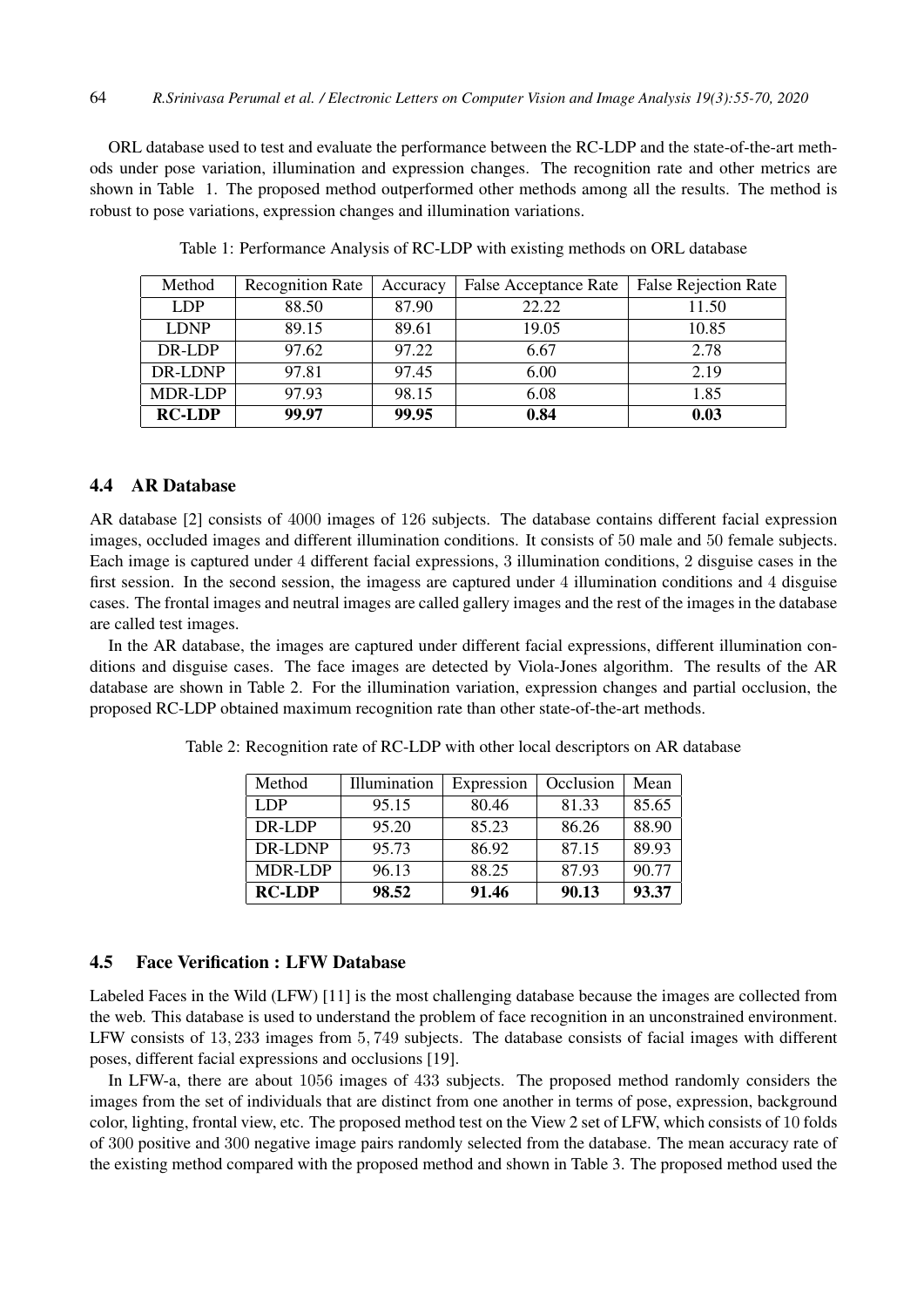ORL database used to test and evaluate the performance between the RC-LDP and the state-of-the-art methods under pose variation, illumination and expression changes. The recognition rate and other metrics are shown in Table 1. The proposed method outperformed other methods among all the results. The method is robust to pose variations, expression changes and illumination variations.

Table 1: Performance Analysis of RC-LDP with existing methods on ORL database

| Method | Recognition Rate | Accuracy | False Acceptance Rate | False Rejection Rate |
|---|---|---|---|---|
| LDP | 88.50 | 87.90 | 22.22 | 11.50 |
| LDNP | 89.15 | 89.61 | 19.05 | 10.85 |
| DR-LDP | 97.62 | 97.22 | 6.67 | 2.78 |
| DR-LDNP | 97.81 | 97.45 | 6.00 | 2.19 |
| MDR-LDP | 97.93 | 98.15 | 6.08 | 1.85 |
| **RC-LDP** | **99.97** | **99.95** | **0.84** | **0.03** |

### 4.4 AR Database

AR database [2] consists of 4000 images of 126 subjects. The database contains different facial expression images, occluded images and different illumination conditions. It consists of 50 male and 50 female subjects. Each image is captured under 4 different facial expressions, 3 illumination conditions, 2 disguise cases in the first session. In the second session, the imagess are captured under 4 illumination conditions and 4 disguise cases. The frontal images and neutral images are called gallery images and the rest of the images in the database are called test images.

In the AR database, the images are captured under different facial expressions, different illumination conditions and disguise cases. The face images are detected by Viola-Jones algorithm. The results of the AR database are shown in Table 2. For the illumination variation, expression changes and partial occlusion, the proposed RC-LDP obtained maximum recognition rate than other state-of-the-art methods.

Table 2: Recognition rate of RC-LDP with other local descriptors on AR database

| Method | Illumination | Expression | Occlusion | Mean |
|---|---|---|---|---|
| LDP | 95.15 | 80.46 | 81.33 | 85.65 |
| DR-LDP | 95.20 | 85.23 | 86.26 | 88.90 |
| DR-LDNP | 95.73 | 86.92 | 87.15 | 89.93 |
| MDR-LDP | 96.13 | 88.25 | 87.93 | 90.77 |
| **RC-LDP** | **98.52** | **91.46** | **90.13** | **93.37** |

### 4.5 Face Verification : LFW Database

Labeled Faces in the Wild (LFW) [11] is the most challenging database because the images are collected from the web. This database is used to understand the problem of face recognition in an unconstrained environment. LFW consists of 13,233 images from 5,749 subjects. The database consists of facial images with different poses, different facial expressions and occlusions [19].

In LFW-a, there are about 1056 images of 433 subjects. The proposed method randomly considers the images from the set of individuals that are distinct from one another in terms of pose, expression, background color, lighting, frontal view, etc. The proposed method test on the View 2 set of LFW, which consists of 10 folds of 300 positive and 300 negative image pairs randomly selected from the database. The mean accuracy rate of the existing method compared with the proposed method and shown in Table 3. The proposed method used the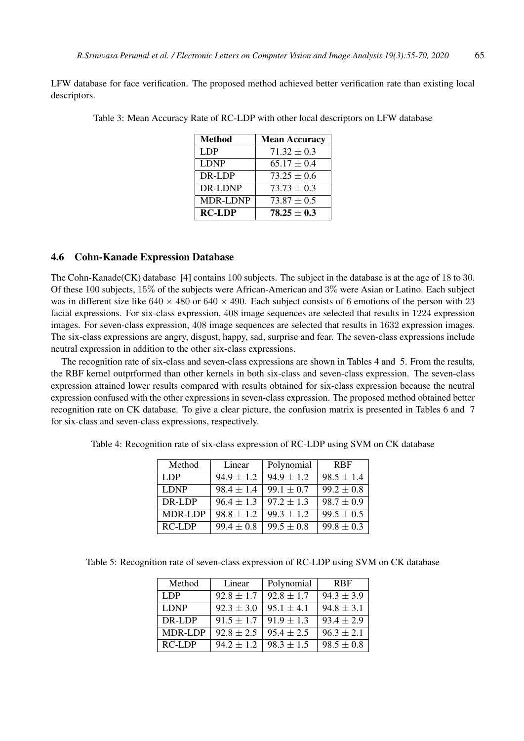LFW database for face verification. The proposed method achieved better verification rate than existing local descriptors.

Table 3: Mean Accuracy Rate of RC-LDP with other local descriptors on LFW database

| **Method** | **Mean Accuracy** |
|---|---|
| LDP | $71.32 \pm 0.3$ |
| LDNP | $65.17 \pm 0.4$ |
| DR-LDP | $73.25 \pm 0.6$ |
| DR-LDNP | $73.73 \pm 0.3$ |
| MDR-LDNP | $73.87 \pm 0.5$ |
| **RC-LDP** | $\mathbf{78.25 \pm 0.3}$ |

### 4.6 Cohn-Kanade Expression Database

The Cohn-Kanade(CK) database [4] contains 100 subjects. The subject in the database is at the age of 18 to 30. Of these 100 subjects, 15% of the subjects were African-American and 3% were Asian or Latino. Each subject was in different size like $640 \times 480$ or $640 \times 490$. Each subject consists of 6 emotions of the person with 23 facial expressions. For six-class expression, 408 image sequences are selected that results in 1224 expression images. For seven-class expression, 408 image sequences are selected that results in 1632 expression images. The six-class expressions are angry, disgust, happy, sad, surprise and fear. The seven-class expressions include neutral expression in addition to the other six-class expressions.

The recognition rate of six-class and seven-class expressions are shown in Tables 4 and 5. From the results, the RBF kernel outprformed than other kernels in both six-class and seven-class expression. The seven-class expression attained lower results compared with results obtained for six-class expression because the neutral expression confused with the other expressions in seven-class expression. The proposed method obtained better recognition rate on CK database. To give a clear picture, the confusion matrix is presented in Tables 6 and 7 for six-class and seven-class expressions, respectively.

Table 4: Recognition rate of six-class expression of RC-LDP using SVM on CK database

| Method | Linear | Polynomial | RBF |
|---|---|---|---|
| LDP | $94.9 \pm 1.2$ | $94.9 \pm 1.2$ | $98.5 \pm 1.4$ |
| LDNP | $98.4 \pm 1.4$ | $99.1 \pm 0.7$ | $99.2 \pm 0.8$ |
| DR-LDP | $96.4 \pm 1.3$ | $97.2 \pm 1.3$ | $98.7 \pm 0.9$ |
| MDR-LDP | $98.8 \pm 1.2$ | $99.3 \pm 1.2$ | $99.5 \pm 0.5$ |
| RC-LDP | $99.4 \pm 0.8$ | $99.5 \pm 0.8$ | $99.8 \pm 0.3$ |

Table 5: Recognition rate of seven-class expression of RC-LDP using SVM on CK database

| Method | Linear | Polynomial | RBF |
|---|---|---|---|
| LDP | $92.8 \pm 1.7$ | $92.8 \pm 1.7$ | $94.3 \pm 3.9$ |
| LDNP | $92.3 \pm 3.0$ | $95.1 \pm 4.1$ | $94.8 \pm 3.1$ |
| DR-LDP | $91.5 \pm 1.7$ | $91.9 \pm 1.3$ | $93.4 \pm 2.9$ |
| MDR-LDP | $92.8 \pm 2.5$ | $95.4 \pm 2.5$ | $96.3 \pm 2.1$ |
| RC-LDP | $94.2 \pm 1.2$ | $98.3 \pm 1.5$ | $98.5 \pm 0.8$ |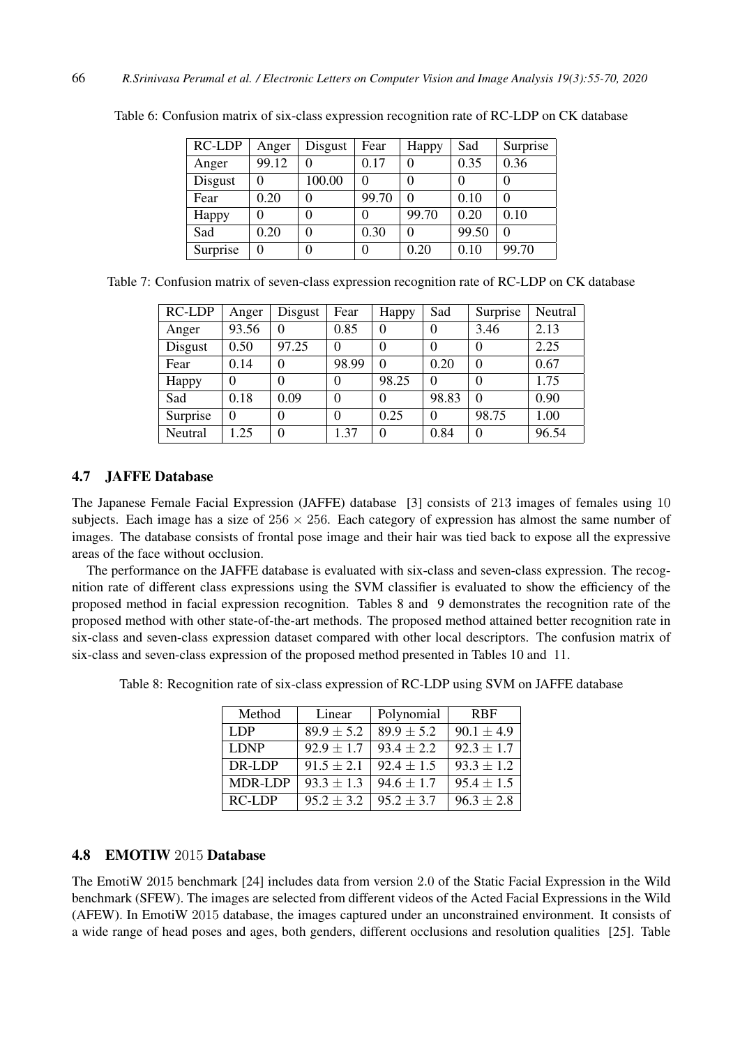Table 6: Confusion matrix of six-class expression recognition rate of RC-LDP on CK database

| RC-LDP | Anger | Disgust | Fear | Happy | Sad | Surprise |
|---|---|---|---|---|---|---|
| Anger | 99.12 | 0 | 0.17 | 0 | 0.35 | 0.36 |
| Disgust | 0 | 100.00 | 0 | 0 | 0 | 0 |
| Fear | 0.20 | 0 | 99.70 | 0 | 0.10 | 0 |
| Happy | 0 | 0 | 0 | 99.70 | 0.20 | 0.10 |
| Sad | 0.20 | 0 | 0.30 | 0 | 99.50 | 0 |
| Surprise | 0 | 0 | 0 | 0.20 | 0.10 | 99.70 |

Table 7: Confusion matrix of seven-class expression recognition rate of RC-LDP on CK database

| RC-LDP | Anger | Disgust | Fear | Happy | Sad | Surprise | Neutral |
|---|---|---|---|---|---|---|---|
| Anger | 93.56 | 0 | 0.85 | 0 | 0 | 3.46 | 2.13 |
| Disgust | 0.50 | 97.25 | 0 | 0 | 0 | 0 | 2.25 |
| Fear | 0.14 | 0 | 98.99 | 0 | 0.20 | 0 | 0.67 |
| Happy | 0 | 0 | 0 | 98.25 | 0 | 0 | 1.75 |
| Sad | 0.18 | 0.09 | 0 | 0 | 98.83 | 0 | 0.90 |
| Surprise | 0 | 0 | 0 | 0.25 | 0 | 98.75 | 1.00 |
| Neutral | 1.25 | 0 | 1.37 | 0 | 0.84 | 0 | 96.54 |

### 4.7 JAFFE Database

The Japanese Female Facial Expression (JAFFE) database [3] consists of 213 images of females using 10 subjects. Each image has a size of $256 \times 256$. Each category of expression has almost the same number of images. The database consists of frontal pose image and their hair was tied back to expose all the expressive areas of the face without occlusion.

The performance on the JAFFE database is evaluated with six-class and seven-class expression. The recognition rate of different class expressions using the SVM classifier is evaluated to show the efficiency of the proposed method in facial expression recognition. Tables 8 and 9 demonstrates the recognition rate of the proposed method with other state-of-the-art methods. The proposed method attained better recognition rate in six-class and seven-class expression dataset compared with other local descriptors. The confusion matrix of six-class and seven-class expression of the proposed method presented in Tables 10 and 11.

Table 8: Recognition rate of six-class expression of RC-LDP using SVM on JAFFE database

| Method | Linear | Polynomial | RBF |
|---|---|---|---|
| LDP | $89.9 \pm 5.2$ | $89.9 \pm 5.2$ | $90.1 \pm 4.9$ |
| LDNP | $92.9 \pm 1.7$ | $93.4 \pm 2.2$ | $92.3 \pm 1.7$ |
| DR-LDP | $91.5 \pm 2.1$ | $92.4 \pm 1.5$ | $93.3 \pm 1.2$ |
| MDR-LDP | $93.3 \pm 1.3$ | $94.6 \pm 1.7$ | $95.4 \pm 1.5$ |
| RC-LDP | $95.2 \pm 3.2$ | $95.2 \pm 3.7$ | $96.3 \pm 2.8$ |

### 4.8 EMOTIW 2015 Database

The EmotiW 2015 benchmark [24] includes data from version 2.0 of the Static Facial Expression in the Wild benchmark (SFEW). The images are selected from different videos of the Acted Facial Expressions in the Wild (AFEW). In EmotiW 2015 database, the images captured under an unconstrained environment. It consists of a wide range of head poses and ages, both genders, different occlusions and resolution qualities [25]. Table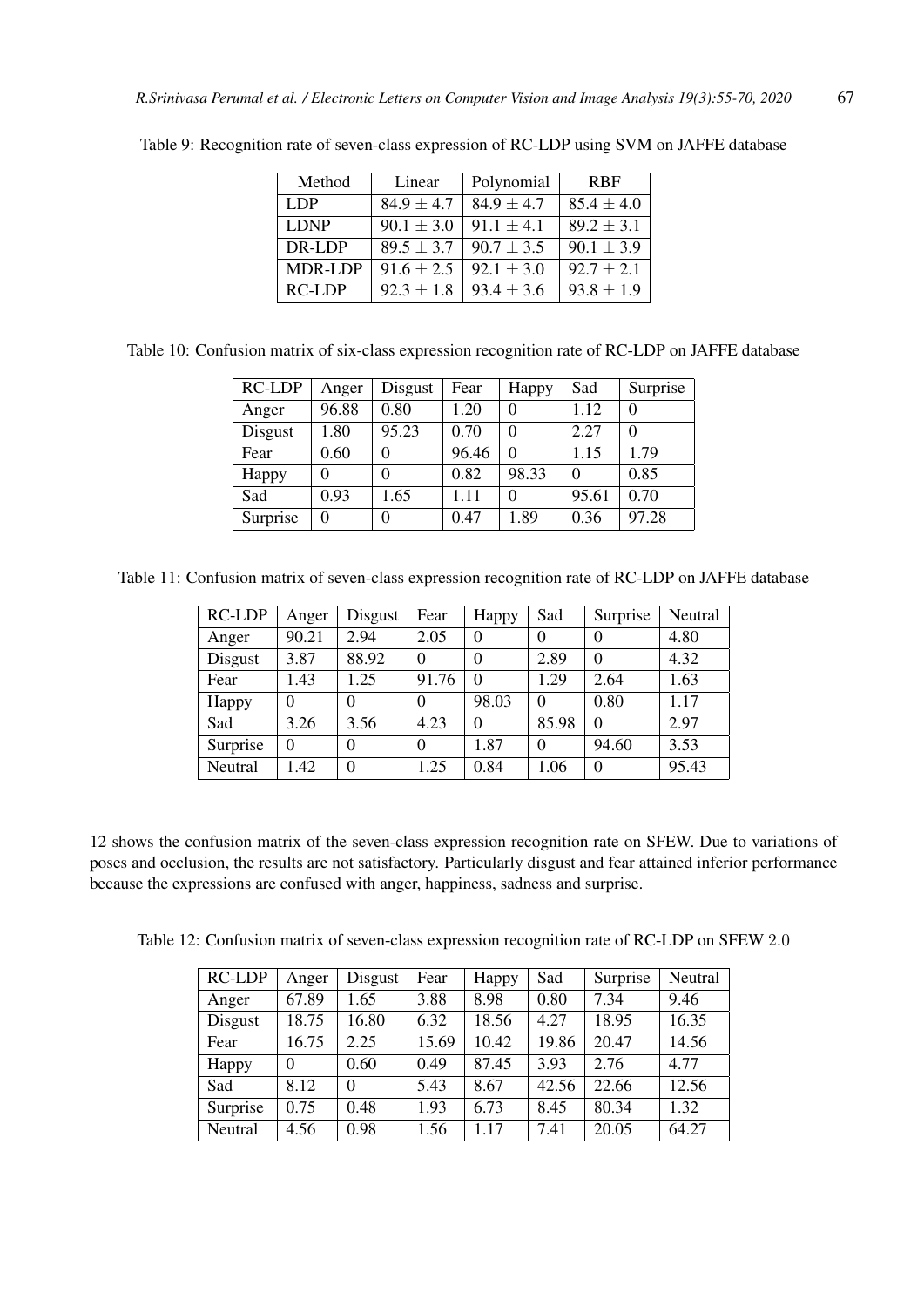Table 9: Recognition rate of seven-class expression of RC-LDP using SVM on JAFFE database

| Method | Linear | Polynomial | RBF |
|---|---|---|---|
| LDP | $84.9 \pm 4.7$ | $84.9 \pm 4.7$ | $85.4 \pm 4.0$ |
| LDNP | $90.1 \pm 3.0$ | $91.1 \pm 4.1$ | $89.2 \pm 3.1$ |
| DR-LDP | $89.5 \pm 3.7$ | $90.7 \pm 3.5$ | $90.1 \pm 3.9$ |
| MDR-LDP | $91.6 \pm 2.5$ | $92.1 \pm 3.0$ | $92.7 \pm 2.1$ |
| RC-LDP | $92.3 \pm 1.8$ | $93.4 \pm 3.6$ | $93.8 \pm 1.9$ |

Table 10: Confusion matrix of six-class expression recognition rate of RC-LDP on JAFFE database

| RC-LDP | Anger | Disgust | Fear | Happy | Sad | Surprise |
|---|---|---|---|---|---|---|
| Anger | 96.88 | 0.80 | 1.20 | 0 | 1.12 | 0 |
| Disgust | 1.80 | 95.23 | 0.70 | 0 | 2.27 | 0 |
| Fear | 0.60 | 0 | 96.46 | 0 | 1.15 | 1.79 |
| Happy | 0 | 0 | 0.82 | 98.33 | 0 | 0.85 |
| Sad | 0.93 | 1.65 | 1.11 | 0 | 95.61 | 0.70 |
| Surprise | 0 | 0 | 0.47 | 1.89 | 0.36 | 97.28 |

Table 11: Confusion matrix of seven-class expression recognition rate of RC-LDP on JAFFE database

| RC-LDP | Anger | Disgust | Fear | Happy | Sad | Surprise | Neutral |
|---|---|---|---|---|---|---|---|
| Anger | 90.21 | 2.94 | 2.05 | 0 | 0 | 0 | 4.80 |
| Disgust | 3.87 | 88.92 | 0 | 0 | 2.89 | 0 | 4.32 |
| Fear | 1.43 | 1.25 | 91.76 | 0 | 1.29 | 2.64 | 1.63 |
| Happy | 0 | 0 | 0 | 98.03 | 0 | 0.80 | 1.17 |
| Sad | 3.26 | 3.56 | 4.23 | 0 | 85.98 | 0 | 2.97 |
| Surprise | 0 | 0 | 0 | 1.87 | 0 | 94.60 | 3.53 |
| Neutral | 1.42 | 0 | 1.25 | 0.84 | 1.06 | 0 | 95.43 |

12 shows the confusion matrix of the seven-class expression recognition rate on SFEW. Due to variations of poses and occlusion, the results are not satisfactory. Particularly disgust and fear attained inferior performance because the expressions are confused with anger, happiness, sadness and surprise.

Table 12: Confusion matrix of seven-class expression recognition rate of RC-LDP on SFEW 2.0

| RC-LDP | Anger | Disgust | Fear | Happy | Sad | Surprise | Neutral |
|---|---|---|---|---|---|---|---|
| Anger | 67.89 | 1.65 | 3.88 | 8.98 | 0.80 | 7.34 | 9.46 |
| Disgust | 18.75 | 16.80 | 6.32 | 18.56 | 4.27 | 18.95 | 16.35 |
| Fear | 16.75 | 2.25 | 15.69 | 10.42 | 19.86 | 20.47 | 14.56 |
| Happy | 0 | 0.60 | 0.49 | 87.45 | 3.93 | 2.76 | 4.77 |
| Sad | 8.12 | 0 | 5.43 | 8.67 | 42.56 | 22.66 | 12.56 |
| Surprise | 0.75 | 0.48 | 1.93 | 6.73 | 8.45 | 80.34 | 1.32 |
| Neutral | 4.56 | 0.98 | 1.56 | 1.17 | 7.41 | 20.05 | 64.27 |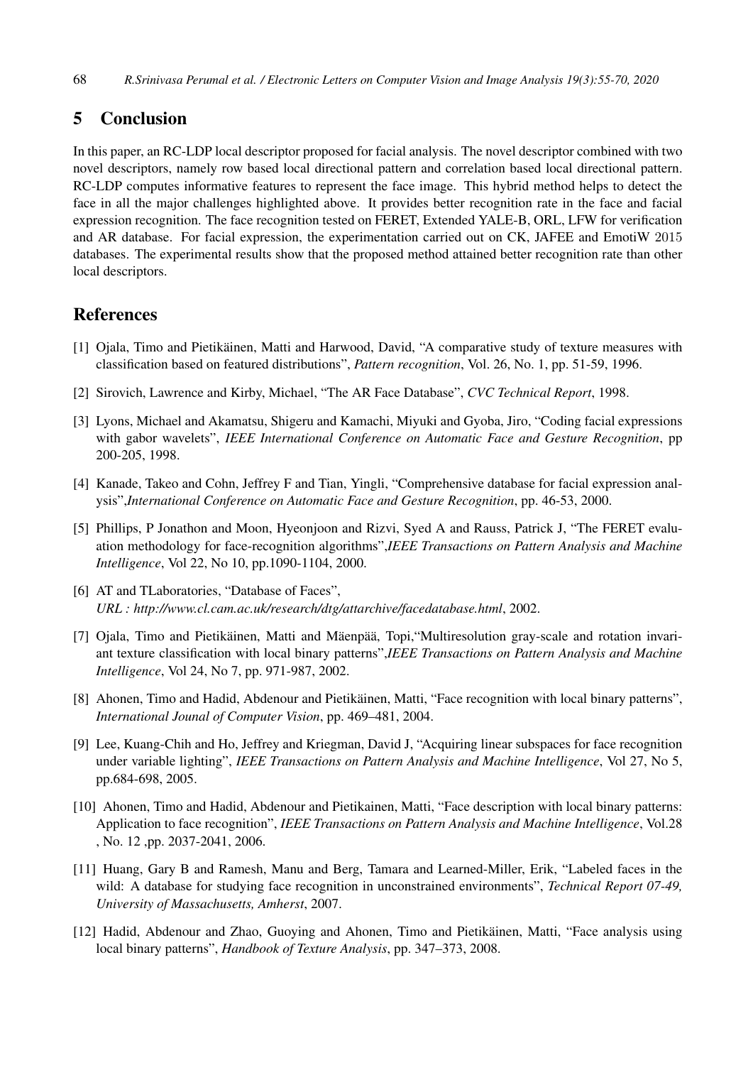## 5 Conclusion

In this paper, an RC-LDP local descriptor proposed for facial analysis. The novel descriptor combined with two novel descriptors, namely row based local directional pattern and correlation based local directional pattern. RC-LDP computes informative features to represent the face image. This hybrid method helps to detect the face in all the major challenges highlighted above. It provides better recognition rate in the face and facial expression recognition. The face recognition tested on FERET, Extended YALE-B, ORL, LFW for verification and AR database. For facial expression, the experimentation carried out on CK, JAFEE and EmotiW 2015 databases. The experimental results show that the proposed method attained better recognition rate than other local descriptors.

## References

[1] Ojala, Timo and Pietikäinen, Matti and Harwood, David, "A comparative study of texture measures with classification based on featured distributions", *Pattern recognition*, Vol. 26, No. 1, pp. 51-59, 1996.

[2] Sirovich, Lawrence and Kirby, Michael, "The AR Face Database", *CVC Technical Report*, 1998.

[3] Lyons, Michael and Akamatsu, Shigeru and Kamachi, Miyuki and Gyoba, Jiro, "Coding facial expressions with gabor wavelets", *IEEE International Conference on Automatic Face and Gesture Recognition*, pp 200-205, 1998.

[4] Kanade, Takeo and Cohn, Jeffrey F and Tian, Yingli, "Comprehensive database for facial expression analysis",*International Conference on Automatic Face and Gesture Recognition*, pp. 46-53, 2000.

[5] Phillips, P Jonathon and Moon, Hyeonjoon and Rizvi, Syed A and Rauss, Patrick J, "The FERET evaluation methodology for face-recognition algorithms",*IEEE Transactions on Pattern Analysis and Machine Intelligence*, Vol 22, No 10, pp.1090-1104, 2000.

[6] AT and TLaboratories, "Database of Faces",
*URL : http://www.cl.cam.ac.uk/research/dtg/attarchive/facedatabase.html*, 2002.

[7] Ojala, Timo and Pietikäinen, Matti and Mäenpää, Topi,"Multiresolution gray-scale and rotation invariant texture classification with local binary patterns",*IEEE Transactions on Pattern Analysis and Machine Intelligence*, Vol 24, No 7, pp. 971-987, 2002.

[8] Ahonen, Timo and Hadid, Abdenour and Pietikäinen, Matti, "Face recognition with local binary patterns", *International Jounal of Computer Vision*, pp. 469–481, 2004.

[9] Lee, Kuang-Chih and Ho, Jeffrey and Kriegman, David J, "Acquiring linear subspaces for face recognition under variable lighting", *IEEE Transactions on Pattern Analysis and Machine Intelligence*, Vol 27, No 5, pp.684-698, 2005.

[10] Ahonen, Timo and Hadid, Abdenour and Pietikainen, Matti, "Face description with local binary patterns: Application to face recognition", *IEEE Transactions on Pattern Analysis and Machine Intelligence*, Vol.28 , No. 12 ,pp. 2037-2041, 2006.

[11] Huang, Gary B and Ramesh, Manu and Berg, Tamara and Learned-Miller, Erik, "Labeled faces in the wild: A database for studying face recognition in unconstrained environments", *Technical Report 07-49, University of Massachusetts, Amherst*, 2007.

[12] Hadid, Abdenour and Zhao, Guoying and Ahonen, Timo and Pietikäinen, Matti, "Face analysis using local binary patterns", *Handbook of Texture Analysis*, pp. 347–373, 2008.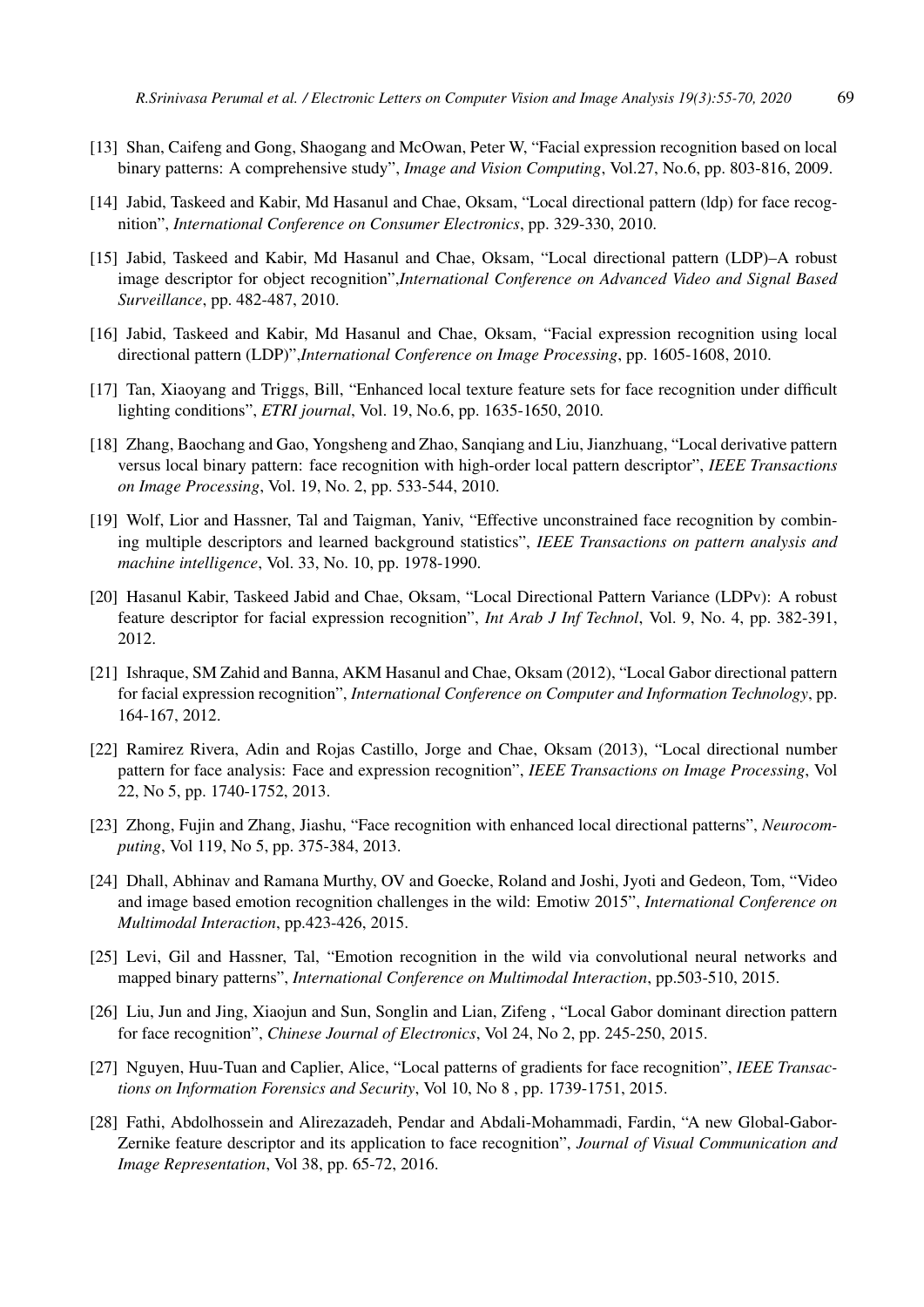[13] Shan, Caifeng and Gong, Shaogang and McOwan, Peter W, "Facial expression recognition based on local binary patterns: A comprehensive study", *Image and Vision Computing*, Vol.27, No.6, pp. 803-816, 2009.

[14] Jabid, Taskeed and Kabir, Md Hasanul and Chae, Oksam, "Local directional pattern (ldp) for face recognition", *International Conference on Consumer Electronics*, pp. 329-330, 2010.

[15] Jabid, Taskeed and Kabir, Md Hasanul and Chae, Oksam, "Local directional pattern (LDP)–A robust image descriptor for object recognition",*International Conference on Advanced Video and Signal Based Surveillance*, pp. 482-487, 2010.

[16] Jabid, Taskeed and Kabir, Md Hasanul and Chae, Oksam, "Facial expression recognition using local directional pattern (LDP)",*International Conference on Image Processing*, pp. 1605-1608, 2010.

[17] Tan, Xiaoyang and Triggs, Bill, "Enhanced local texture feature sets for face recognition under difficult lighting conditions", *ETRI journal*, Vol. 19, No.6, pp. 1635-1650, 2010.

[18] Zhang, Baochang and Gao, Yongsheng and Zhao, Sanqiang and Liu, Jianzhuang, "Local derivative pattern versus local binary pattern: face recognition with high-order local pattern descriptor", *IEEE Transactions on Image Processing*, Vol. 19, No. 2, pp. 533-544, 2010.

[19] Wolf, Lior and Hassner, Tal and Taigman, Yaniv, "Effective unconstrained face recognition by combining multiple descriptors and learned background statistics", *IEEE Transactions on pattern analysis and machine intelligence*, Vol. 33, No. 10, pp. 1978-1990.

[20] Hasanul Kabir, Taskeed Jabid and Chae, Oksam, "Local Directional Pattern Variance (LDPv): A robust feature descriptor for facial expression recognition", *Int Arab J Inf Technol*, Vol. 9, No. 4, pp. 382-391, 2012.

[21] Ishraque, SM Zahid and Banna, AKM Hasanul and Chae, Oksam (2012), "Local Gabor directional pattern for facial expression recognition", *International Conference on Computer and Information Technology*, pp. 164-167, 2012.

[22] Ramirez Rivera, Adin and Rojas Castillo, Jorge and Chae, Oksam (2013), "Local directional number pattern for face analysis: Face and expression recognition", *IEEE Transactions on Image Processing*, Vol 22, No 5, pp. 1740-1752, 2013.

[23] Zhong, Fujin and Zhang, Jiashu, "Face recognition with enhanced local directional patterns", *Neurocomputing*, Vol 119, No 5, pp. 375-384, 2013.

[24] Dhall, Abhinav and Ramana Murthy, OV and Goecke, Roland and Joshi, Jyoti and Gedeon, Tom, "Video and image based emotion recognition challenges in the wild: Emotiw 2015", *International Conference on Multimodal Interaction*, pp.423-426, 2015.

[25] Levi, Gil and Hassner, Tal, "Emotion recognition in the wild via convolutional neural networks and mapped binary patterns", *International Conference on Multimodal Interaction*, pp.503-510, 2015.

[26] Liu, Jun and Jing, Xiaojun and Sun, Songlin and Lian, Zifeng , "Local Gabor dominant direction pattern for face recognition", *Chinese Journal of Electronics*, Vol 24, No 2, pp. 245-250, 2015.

[27] Nguyen, Huu-Tuan and Caplier, Alice, "Local patterns of gradients for face recognition", *IEEE Transactions on Information Forensics and Security*, Vol 10, No 8 , pp. 1739-1751, 2015.

[28] Fathi, Abdolhossein and Alirezazadeh, Pendar and Abdali-Mohammadi, Fardin, "A new Global-Gabor-Zernike feature descriptor and its application to face recognition", *Journal of Visual Communication and Image Representation*, Vol 38, pp. 65-72, 2016.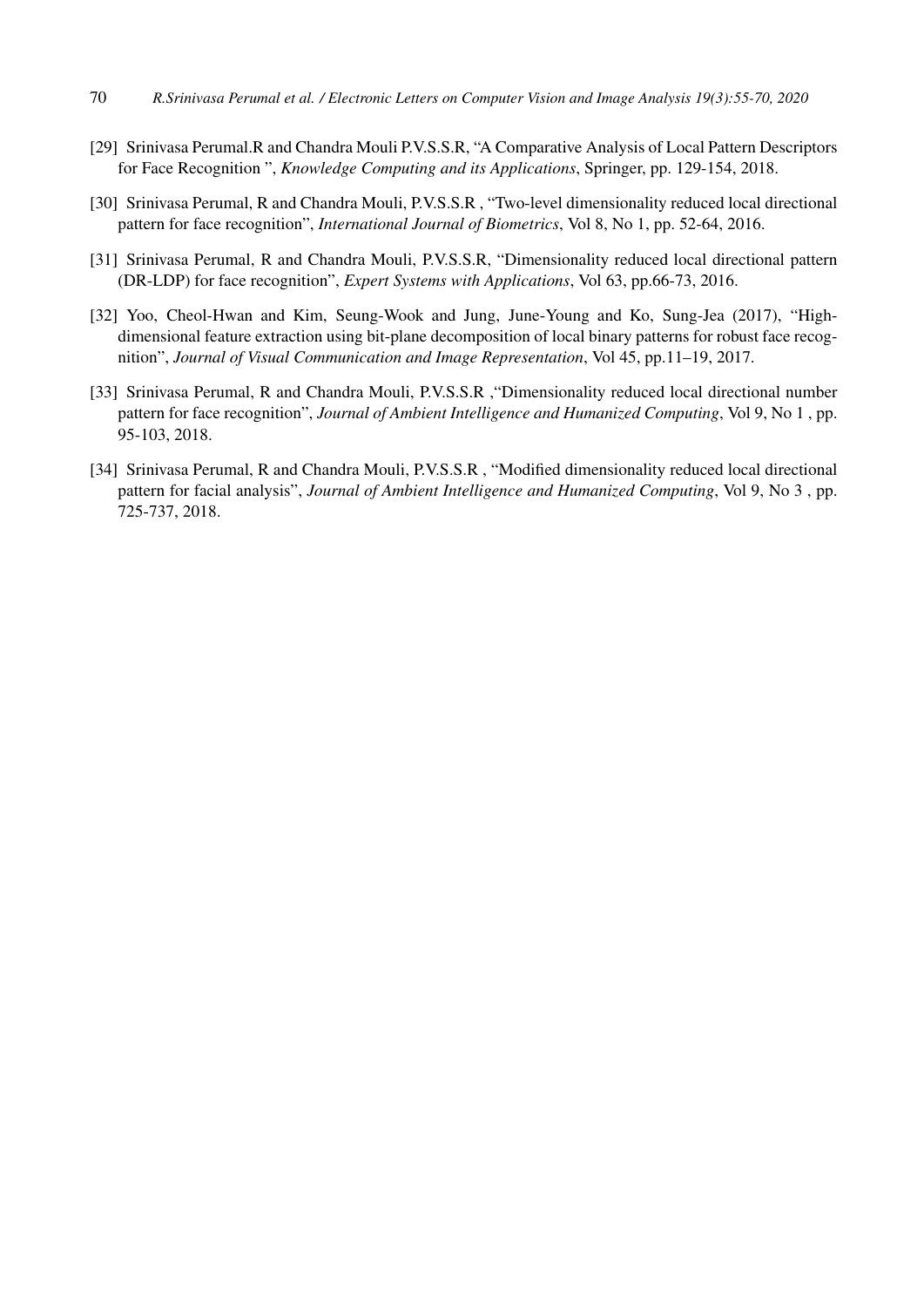[29] Srinivasa Perumal.R and Chandra Mouli P.V.S.S.R, "A Comparative Analysis of Local Pattern Descriptors for Face Recognition ", *Knowledge Computing and its Applications*, Springer, pp. 129-154, 2018.

[30] Srinivasa Perumal, R and Chandra Mouli, P.V.S.S.R , "Two-level dimensionality reduced local directional pattern for face recognition", *International Journal of Biometrics*, Vol 8, No 1, pp. 52-64, 2016.

[31] Srinivasa Perumal, R and Chandra Mouli, P.V.S.S.R, "Dimensionality reduced local directional pattern (DR-LDP) for face recognition", *Expert Systems with Applications*, Vol 63, pp.66-73, 2016.

[32] Yoo, Cheol-Hwan and Kim, Seung-Wook and Jung, June-Young and Ko, Sung-Jea (2017), "High-dimensional feature extraction using bit-plane decomposition of local binary patterns for robust face recognition", *Journal of Visual Communication and Image Representation*, Vol 45, pp.11–19, 2017.

[33] Srinivasa Perumal, R and Chandra Mouli, P.V.S.S.R ,"Dimensionality reduced local directional number pattern for face recognition", *Journal of Ambient Intelligence and Humanized Computing*, Vol 9, No 1 , pp. 95-103, 2018.

[34] Srinivasa Perumal, R and Chandra Mouli, P.V.S.S.R , "Modified dimensionality reduced local directional pattern for facial analysis", *Journal of Ambient Intelligence and Humanized Computing*, Vol 9, No 3 , pp. 725-737, 2018.